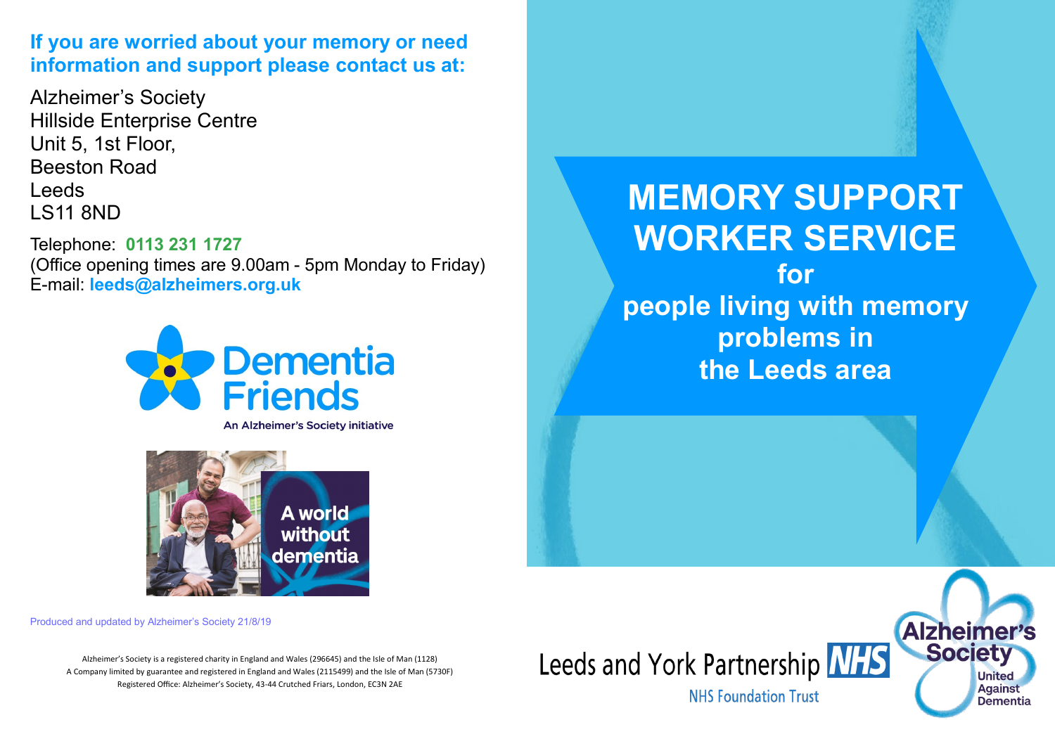**If you are worried about your memory or need information and support please contact us at:**

Alzheimer's Society
Hillside Enterprise Centre
Unit 5, 1st Floor,
Beeston Road
Leeds
LS11 8ND

Telephone: **0113 231 1727**
(Office opening times are 9.00am - 5pm Monday to Friday)
E-mail: **leeds@alzheimers.org.uk**

Dementia Friends
An Alzheimer's Society initiative

A world without dementia

Produced and updated by Alzheimer's Society 21/8/19

Alzheimer's Society is a registered charity in England and Wales (296645) and the Isle of Man (1128)
A Company limited by guarantee and registered in England and Wales (2115499) and the Isle of Man (5730F)
Registered Office: Alzheimer's Society, 43-44 Crutched Friars, London, EC3N 2AE

# MEMORY SUPPORT WORKER SERVICE

## for people living with memory problems in the Leeds area

Leeds and York Partnership NHS
NHS Foundation Trust

Alzheimer's Society
United Against Dementia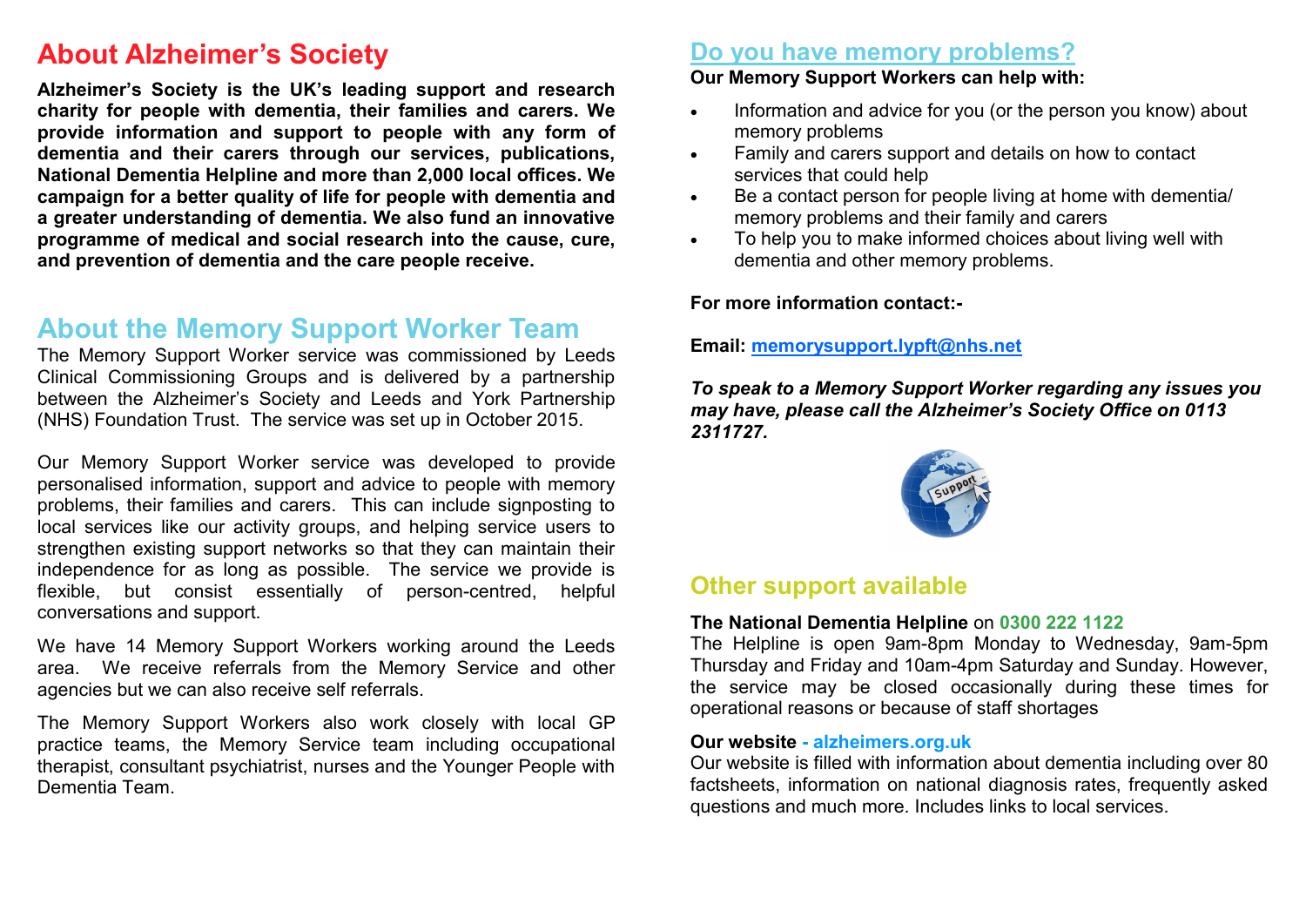## About Alzheimer's Society

**Alzheimer's Society is the UK's leading support and research charity for people with dementia, their families and carers. We provide information and support to people with any form of dementia and their carers through our services, publications, National Dementia Helpline and more than 2,000 local offices. We campaign for a better quality of life for people with dementia and a greater understanding of dementia. We also fund an innovative programme of medical and social research into the cause, cure, and prevention of dementia and the care people receive.**

## About the Memory Support Worker Team

The Memory Support Worker service was commissioned by Leeds Clinical Commissioning Groups and is delivered by a partnership between the Alzheimer's Society and Leeds and York Partnership (NHS) Foundation Trust. The service was set up in October 2015.

Our Memory Support Worker service was developed to provide personalised information, support and advice to people with memory problems, their families and carers. This can include signposting to local services like our activity groups, and helping service users to strengthen existing support networks so that they can maintain their independence for as long as possible. The service we provide is flexible, but consist essentially of person-centred, helpful conversations and support.

We have 14 Memory Support Workers working around the Leeds area. We receive referrals from the Memory Service and other agencies but we can also receive self referrals.

The Memory Support Workers also work closely with local GP practice teams, the Memory Service team including occupational therapist, consultant psychiatrist, nurses and the Younger People with Dementia Team.

## Do you have memory problems?

**Our Memory Support Workers can help with:**

- Information and advice for you (or the person you know) about memory problems
- Family and carers support and details on how to contact services that could help
- Be a contact person for people living at home with dementia/ memory problems and their family and carers
- To help you to make informed choices about living well with dementia and other memory problems.

**For more information contact:-**

**Email: memorysupport.lypft@nhs.net**

***To speak to a Memory Support Worker regarding any issues you may have, please call the Alzheimer's Society Office on 0113 2311727.***

## Other support available

**The National Dementia Helpline** on **0300 222 1122**

The Helpline is open 9am-8pm Monday to Wednesday, 9am-5pm Thursday and Friday and 10am-4pm Saturday and Sunday. However, the service may be closed occasionally during these times for operational reasons or because of staff shortages

**Our website - alzheimers.org.uk**

Our website is filled with information about dementia including over 80 factsheets, information on national diagnosis rates, frequently asked questions and much more. Includes links to local services.